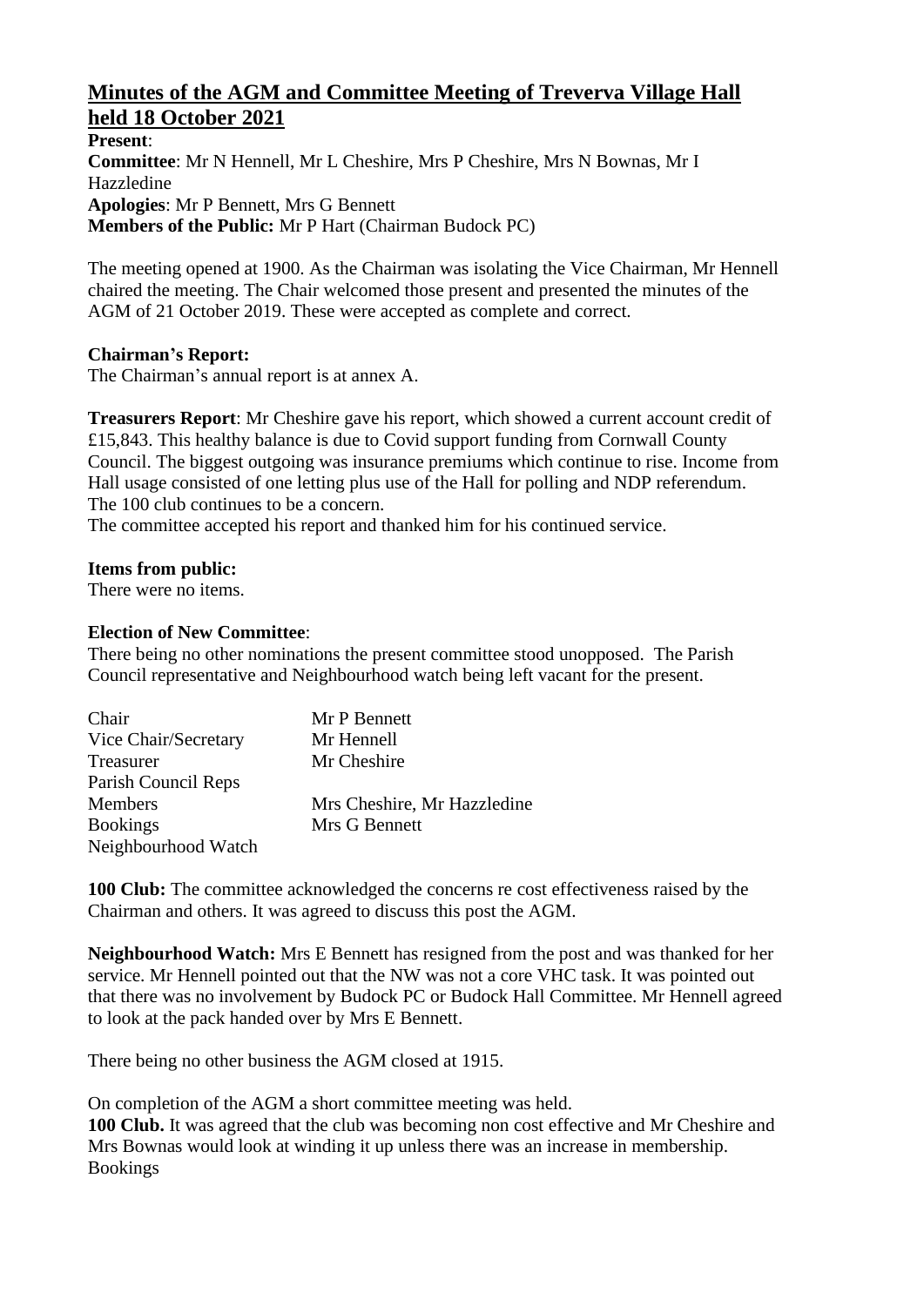# Minutes of the AGM and Committee Meeting of Treverva Village Hall held 18 October 2021

**Present**:
**Committee**: Mr N Hennell, Mr L Cheshire, Mrs P Cheshire, Mrs N Bownas, Mr I Hazzledine
**Apologies**: Mr P Bennett, Mrs G Bennett
**Members of the Public:** Mr P Hart (Chairman Budock PC)

The meeting opened at 1900. As the Chairman was isolating the Vice Chairman, Mr Hennell chaired the meeting. The Chair welcomed those present and presented the minutes of the AGM of 21 October 2019. These were accepted as complete and correct.

**Chairman's Report:**
The Chairman's annual report is at annex A.

**Treasurers Report**: Mr Cheshire gave his report, which showed a current account credit of £15,843. This healthy balance is due to Covid support funding from Cornwall County Council. The biggest outgoing was insurance premiums which continue to rise. Income from Hall usage consisted of one letting plus use of the Hall for polling and NDP referendum. The 100 club continues to be a concern.
The committee accepted his report and thanked him for his continued service.

**Items from public:**
There were no items.

**Election of New Committee**:
There being no other nominations the present committee stood unopposed. The Parish Council representative and Neighbourhood watch being left vacant for the present.

| | |
|---|---|
| Chair | Mr P Bennett |
| Vice Chair/Secretary | Mr Hennell |
| Treasurer | Mr Cheshire |
| Parish Council Reps | |
| Members | Mrs Cheshire, Mr Hazzledine |
| Bookings | Mrs G Bennett |
| Neighbourhood Watch | |

**100 Club:** The committee acknowledged the concerns re cost effectiveness raised by the Chairman and others. It was agreed to discuss this post the AGM.

**Neighbourhood Watch:** Mrs E Bennett has resigned from the post and was thanked for her service. Mr Hennell pointed out that the NW was not a core VHC task. It was pointed out that there was no involvement by Budock PC or Budock Hall Committee. Mr Hennell agreed to look at the pack handed over by Mrs E Bennett.

There being no other business the AGM closed at 1915.

On completion of the AGM a short committee meeting was held.
**100 Club.** It was agreed that the club was becoming non cost effective and Mr Cheshire and Mrs Bownas would look at winding it up unless there was an increase in membership.
Bookings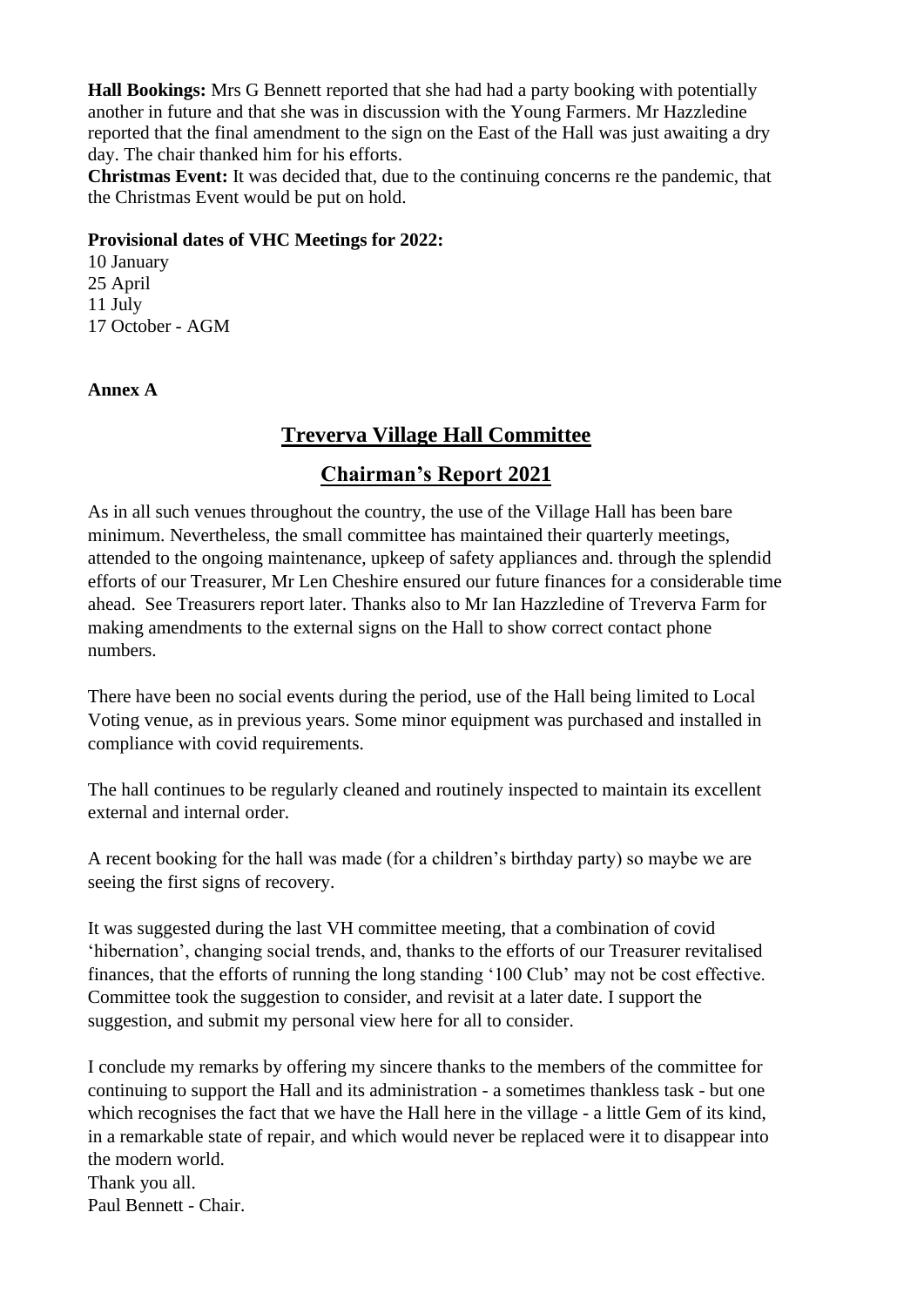**Hall Bookings:** Mrs G Bennett reported that she had had a party booking with potentially another in future and that she was in discussion with the Young Farmers. Mr Hazzledine reported that the final amendment to the sign on the East of the Hall was just awaiting a dry day. The chair thanked him for his efforts.

**Christmas Event:** It was decided that, due to the continuing concerns re the pandemic, that the Christmas Event would be put on hold.

**Provisional dates of VHC Meetings for 2022:**

10 January
25 April
11 July
17 October - AGM

**Annex A**

# Treverva Village Hall Committee

## Chairman's Report 2021

As in all such venues throughout the country, the use of the Village Hall has been bare minimum. Nevertheless, the small committee has maintained their quarterly meetings, attended to the ongoing maintenance, upkeep of safety appliances and. through the splendid efforts of our Treasurer, Mr Len Cheshire ensured our future finances for a considerable time ahead. See Treasurers report later. Thanks also to Mr Ian Hazzledine of Treverva Farm for making amendments to the external signs on the Hall to show correct contact phone numbers.

There have been no social events during the period, use of the Hall being limited to Local Voting venue, as in previous years. Some minor equipment was purchased and installed in compliance with covid requirements.

The hall continues to be regularly cleaned and routinely inspected to maintain its excellent external and internal order.

A recent booking for the hall was made (for a children's birthday party) so maybe we are seeing the first signs of recovery.

It was suggested during the last VH committee meeting, that a combination of covid 'hibernation', changing social trends, and, thanks to the efforts of our Treasurer revitalised finances, that the efforts of running the long standing '100 Club' may not be cost effective. Committee took the suggestion to consider, and revisit at a later date. I support the suggestion, and submit my personal view here for all to consider.

I conclude my remarks by offering my sincere thanks to the members of the committee for continuing to support the Hall and its administration - a sometimes thankless task - but one which recognises the fact that we have the Hall here in the village - a little Gem of its kind, in a remarkable state of repair, and which would never be replaced were it to disappear into the modern world.

Thank you all.

Paul Bennett - Chair.